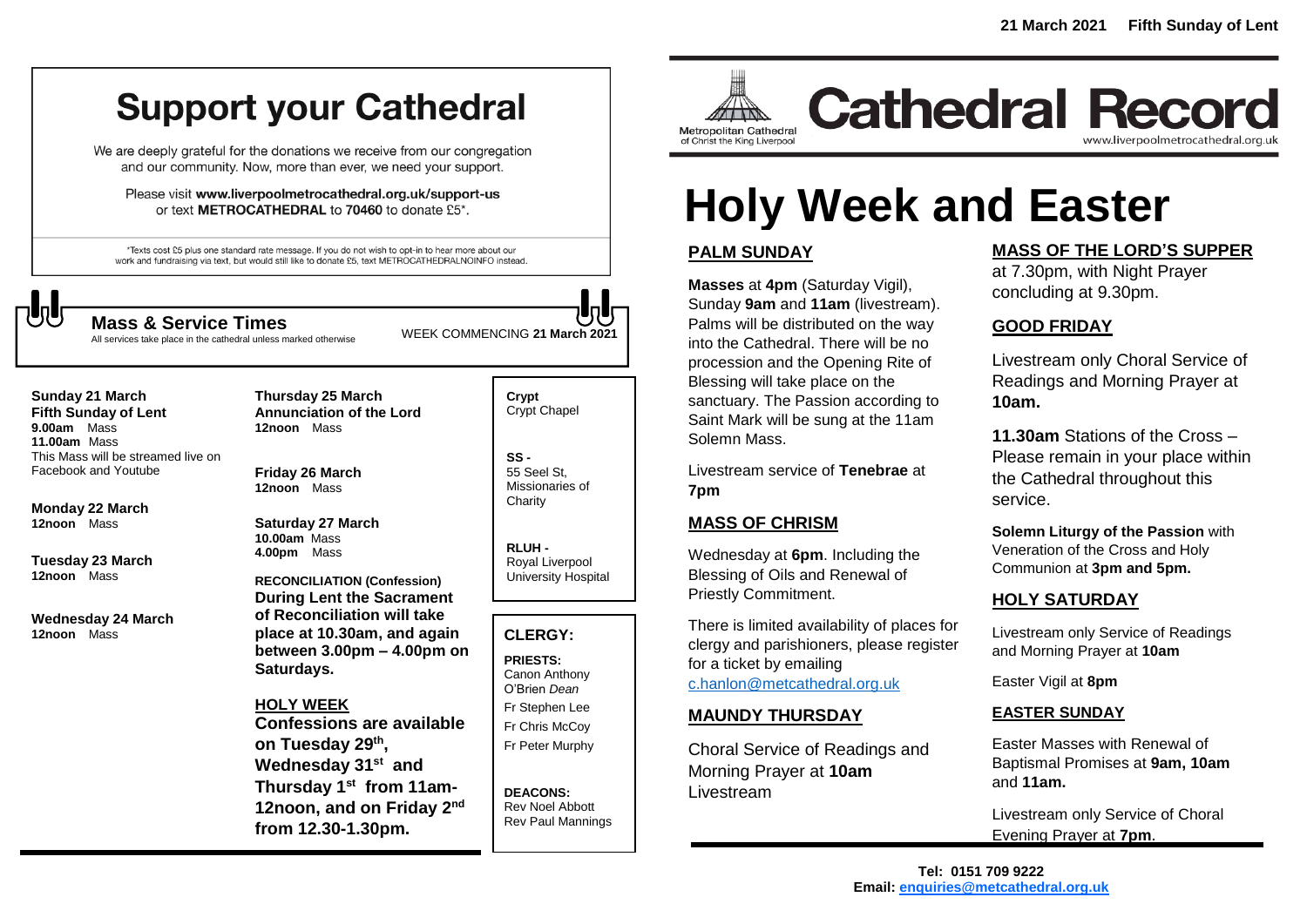21 March 2021 Fifth Sunday of Lent

# Support your Cathedral

We are deeply grateful for the donations we receive from our congregation and our community. Now, more than ever, we need your support.

Please visit **www.liverpoolmetrocathedral.org.uk/support-us** or text **METROCATHEDRAL** to **70460** to donate £5*.

*Texts cost £5 plus one standard rate message. If you do not wish to opt-in to hear more about our work and fundraising via text, but would still like to donate £5, text METROCATHEDRALNOINFO instead.

## Mass & Service Times

All services take place in the cathedral unless marked otherwise

WEEK COMMENCING **21 March 2021**

**Sunday 21 March**
**Fifth Sunday of Lent**
**9.00am** Mass
**11.00am** Mass
This Mass will be streamed live on Facebook and Youtube

**Monday 22 March**
**12noon** Mass

**Tuesday 23 March**
**12noon** Mass

**Wednesday 24 March**
**12noon** Mass

**Thursday 25 March**
**Annunciation of the Lord**
**12noon** Mass

**Friday 26 March**
**12noon** Mass

**Saturday 27 March**
**10.00am** Mass
**4.00pm** Mass

**RECONCILIATION (Confession)**
**During Lent the Sacrament of Reconciliation will take place at 10.30am, and again between 3.00pm – 4.00pm on Saturdays.**

**HOLY WEEK**
**Confessions are available on Tuesday 29th, Wednesday 31st and Thursday 1st from 11am-12noon, and on Friday 2nd from 12.30-1.30pm.**

**Crypt**
Crypt Chapel

**SS -**
55 Seel St, Missionaries of Charity

**RLUH -**
Royal Liverpool University Hospital

**CLERGY:**

**PRIESTS:**
Canon Anthony O'Brien *Dean*
Fr Stephen Lee
Fr Chris McCoy
Fr Peter Murphy

**DEACONS:**
Rev Noel Abbott
Rev Paul Mannings

Metropolitan Cathedral of Christ the King Liverpool

# Cathedral Record

www.liverpoolmetrocathedral.org.uk

# Holy Week and Easter

## PALM SUNDAY

**Masses** at **4pm** (Saturday Vigil), Sunday **9am** and **11am** (livestream). Palms will be distributed on the way into the Cathedral. There will be no procession and the Opening Rite of Blessing will take place on the sanctuary. The Passion according to Saint Mark will be sung at the 11am Solemn Mass.

Livestream service of **Tenebrae** at **7pm**

## MASS OF CHRISM

Wednesday at **6pm**. Including the Blessing of Oils and Renewal of Priestly Commitment.

There is limited availability of places for clergy and parishioners, please register for a ticket by emailing c.hanlon@metcathedral.org.uk

## MAUNDY THURSDAY

Choral Service of Readings and Morning Prayer at **10am** Livestream

## MASS OF THE LORD'S SUPPER

at 7.30pm, with Night Prayer concluding at 9.30pm.

## GOOD FRIDAY

Livestream only Choral Service of Readings and Morning Prayer at **10am.**

**11.30am** Stations of the Cross – Please remain in your place within the Cathedral throughout this service.

**Solemn Liturgy of the Passion** with Veneration of the Cross and Holy Communion at **3pm and 5pm.**

## HOLY SATURDAY

Livestream only Service of Readings and Morning Prayer at **10am**

Easter Vigil at **8pm**

## EASTER SUNDAY

Easter Masses with Renewal of Baptismal Promises at **9am, 10am** and **11am.**

Livestream only Service of Choral Evening Prayer at **7pm**.

**Tel: 0151 709 9222**
**Email: enquiries@metcathedral.org.uk**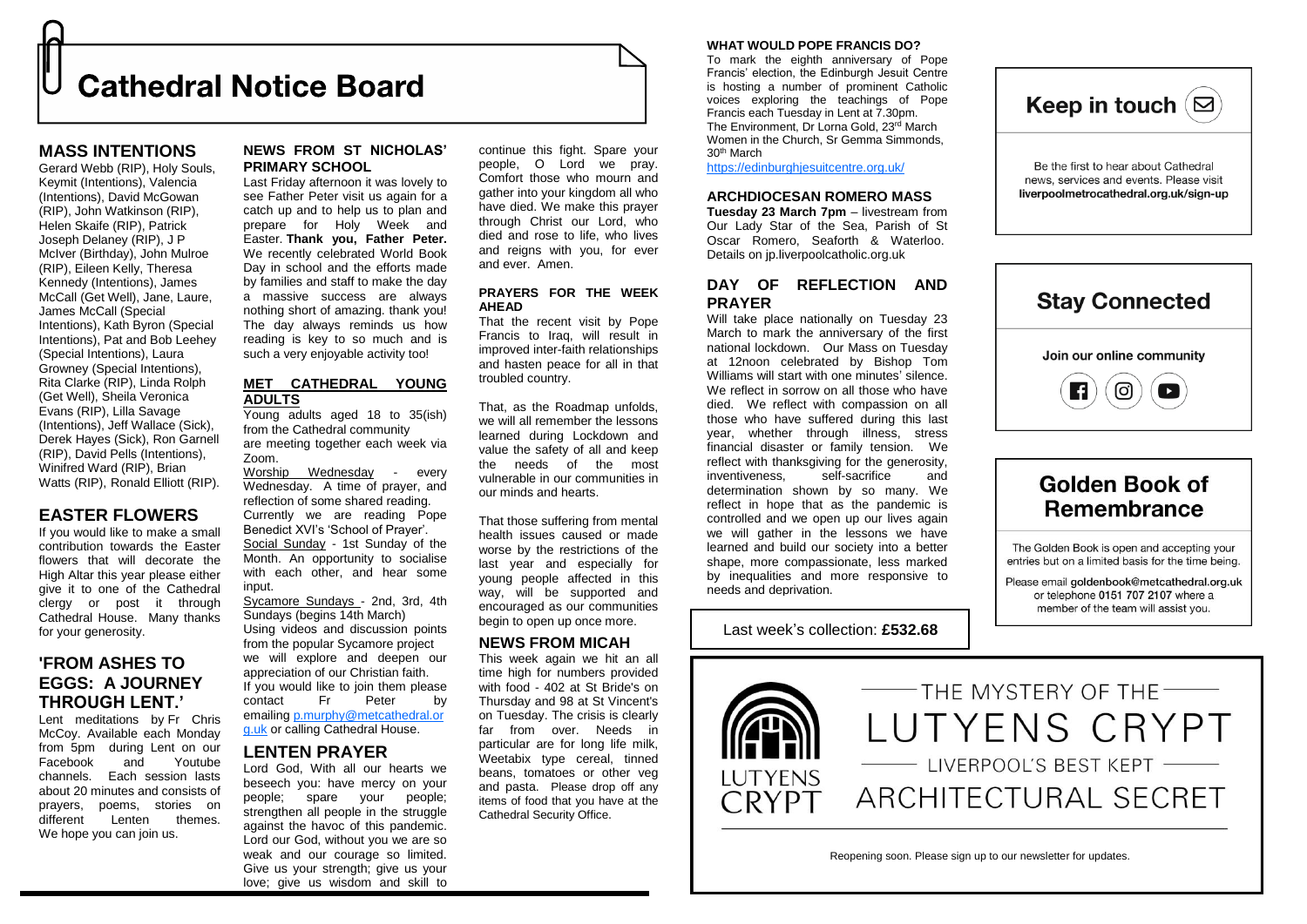# Cathedral Notice Board

## MASS INTENTIONS

Gerard Webb (RIP), Holy Souls, Keymit (Intentions), Valencia (Intentions), David McGowan (RIP), John Watkinson (RIP), Helen Skaife (RIP), Patrick Joseph Delaney (RIP), J P McIver (Birthday), John Mulroe (RIP), Eileen Kelly, Theresa Kennedy (Intentions), James McCall (Get Well), Jane, Laure, James McCall (Special Intentions), Kath Byron (Special Intentions), Pat and Bob Leehey (Special Intentions), Laura Growney (Special Intentions), Rita Clarke (RIP), Linda Rolph (Get Well), Sheila Veronica Evans (RIP), Lilla Savage (Intentions), Jeff Wallace (Sick), Derek Hayes (Sick), Ron Garnell (RIP), David Pells (Intentions), Winifred Ward (RIP), Brian Watts (RIP), Ronald Elliott (RIP).

## EASTER FLOWERS

If you would like to make a small contribution towards the Easter flowers that will decorate the High Altar this year please either give it to one of the Cathedral clergy or post it through Cathedral House. Many thanks for your generosity.

## 'FROM ASHES TO EGGS: A JOURNEY THROUGH LENT.'

Lent meditations by Fr Chris McCoy. Available each Monday from 5pm during Lent on our Facebook and Youtube channels. Each session lasts about 20 minutes and consists of prayers, poems, stories on different Lenten themes. We hope you can join us.

### NEWS FROM ST NICHOLAS' PRIMARY SCHOOL

Last Friday afternoon it was lovely to see Father Peter visit us again for a catch up and to help us to plan and prepare for Holy Week and Easter. **Thank you, Father Peter.** We recently celebrated World Book Day in school and the efforts made by families and staff to make the day a massive success are always nothing short of amazing. thank you! The day always reminds us how reading is key to so much and is such a very enjoyable activity too!

### MET CATHEDRAL YOUNG ADULTS

Young adults aged 18 to 35(ish) from the Cathedral community are meeting together each week via Zoom.

Worship Wednesday - every Wednesday. A time of prayer, and reflection of some shared reading. Currently we are reading Pope Benedict XVI's 'School of Prayer'.

Social Sunday - 1st Sunday of the Month. An opportunity to socialise with each other, and hear some input.

Sycamore Sundays - 2nd, 3rd, 4th Sundays (begins 14th March) Using videos and discussion points from the popular Sycamore project we will explore and deepen our appreciation of our Christian faith.

If you would like to join them please contact Fr Peter by emailing p.murphy@metcathedral.org.uk or calling Cathedral House.

## LENTEN PRAYER

Lord God, With all our hearts we beseech you: have mercy on your people; spare your people; strengthen all people in the struggle against the havoc of this pandemic. Lord our God, without you we are so weak and our courage so limited. Give us your strength; give us your love; give us wisdom and skill to continue this fight. Spare your people, O Lord we pray. Comfort those who mourn and gather into your kingdom all who have died. We make this prayer through Christ our Lord, who died and rose to life, who lives and reigns with you, for ever and ever. Amen.

### PRAYERS FOR THE WEEK AHEAD

That the recent visit by Pope Francis to Iraq, will result in improved inter-faith relationships and hasten peace for all in that troubled country.

That, as the Roadmap unfolds, we will all remember the lessons learned during Lockdown and value the safety of all and keep the needs of the most vulnerable in our communities in our minds and hearts.

That those suffering from mental health issues caused or made worse by the restrictions of the last year and especially for young people affected in this way, will be supported and encouraged as our communities begin to open up once more.

## NEWS FROM MICAH

This week again we hit an all time high for numbers provided with food - 402 at St Bride's on Thursday and 98 at St Vincent's on Tuesday. The crisis is clearly far from over. Needs in particular are for long life milk, Weetabix type cereal, tinned beans, tomatoes or other veg and pasta. Please drop off any items of food that you have at the Cathedral Security Office.

### WHAT WOULD POPE FRANCIS DO?

To mark the eighth anniversary of Pope Francis' election, the Edinburgh Jesuit Centre is hosting a number of prominent Catholic voices exploring the teachings of Pope Francis each Tuesday in Lent at 7.30pm. The Environment, Dr Lorna Gold, 23rd March Women in the Church, Sr Gemma Simmonds, 30th March

https://edinburghjesuitcentre.org.uk/

### ARCHDIOCESAN ROMERO MASS

**Tuesday 23 March 7pm** – livestream from Our Lady Star of the Sea, Parish of St Oscar Romero, Seaforth & Waterloo. Details on jp.liverpoolcatholic.org.uk

## DAY OF REFLECTION AND PRAYER

Will take place nationally on Tuesday 23 March to mark the anniversary of the first national lockdown. Our Mass on Tuesday at 12noon celebrated by Bishop Tom Williams will start with one minutes' silence. We reflect in sorrow on all those who have died. We reflect with compassion on all those who have suffered during this last year, whether through illness, stress financial disaster or family tension. We reflect with thanksgiving for the generosity, inventiveness, self-sacrifice and determination shown by so many. We reflect in hope that as the pandemic is controlled and we open up our lives again we will gather in the lessons we have learned and build our society into a better shape, more compassionate, less marked by inequalities and more responsive to needs and deprivation.

Last week's collection: **£532.68**

## Keep in touch

Be the first to hear about Cathedral news, services and events. Please visit **liverpoolmetrocathedral.org.uk/sign-up**

## Stay Connected

**Join our online community**

## Golden Book of Remembrance

The Golden Book is open and accepting your entries but on a limited basis for the time being.

Please email **goldenbook@metcathedral.org.uk** or telephone **0151 707 2107** where a member of the team will assist you.

LUTYENS CRYPT

THE MYSTERY OF THE LUTYENS CRYPT

LIVERPOOL'S BEST KEPT ARCHITECTURAL SECRET

Reopening soon. Please sign up to our newsletter for updates.